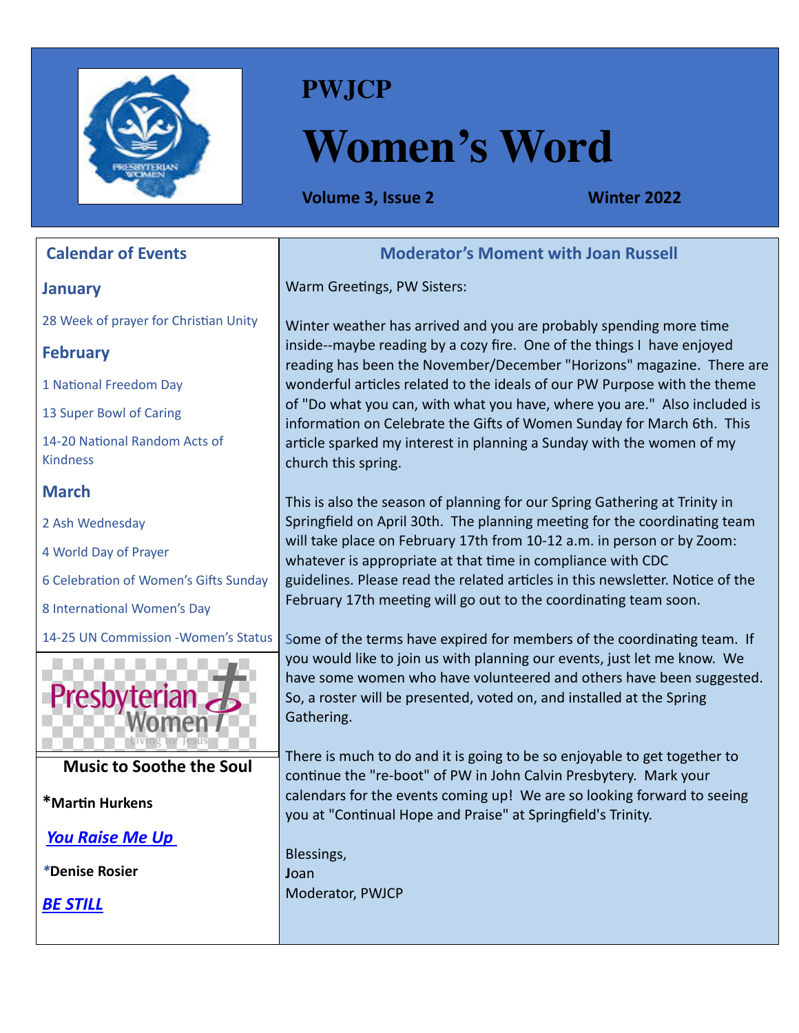# PWJCP

# Women's Word

**Volume 3, Issue 2** **Winter 2022**

## Calendar of Events

### January

28 Week of prayer for Christian Unity

### February

1 National Freedom Day

13 Super Bowl of Caring

14-20 National Random Acts of Kindness

### March

2 Ash Wednesday

4 World Day of Prayer

6 Celebration of Women's Gifts Sunday

8 International Women's Day

14-25 UN Commission -Women's Status

### Music to Soothe the Soul

***Martin Hurkens**

***You Raise Me Up***

**\*Denise Rosier**

***BE STILL***

## Moderator's Moment with Joan Russell

Warm Greetings, PW Sisters:

Winter weather has arrived and you are probably spending more time inside--maybe reading by a cozy fire. One of the things I have enjoyed reading has been the November/December "Horizons" magazine. There are wonderful articles related to the ideals of our PW Purpose with the theme of "Do what you can, with what you have, where you are." Also included is information on Celebrate the Gifts of Women Sunday for March 6th. This article sparked my interest in planning a Sunday with the women of my church this spring.

This is also the season of planning for our Spring Gathering at Trinity in Springfield on April 30th. The planning meeting for the coordinating team will take place on February 17th from 10-12 a.m. in person or by Zoom: whatever is appropriate at that time in compliance with CDC guidelines. Please read the related articles in this newsletter. Notice of the February 17th meeting will go out to the coordinating team soon.

Some of the terms have expired for members of the coordinating team. If you would like to join us with planning our events, just let me know. We have some women who have volunteered and others have been suggested. So, a roster will be presented, voted on, and installed at the Spring Gathering.

There is much to do and it is going to be so enjoyable to get together to continue the "re-boot" of PW in John Calvin Presbytery. Mark your calendars for the events coming up! We are so looking forward to seeing you at "Continual Hope and Praise" at Springfield's Trinity.

Blessings,
Joan
Moderator, PWJCP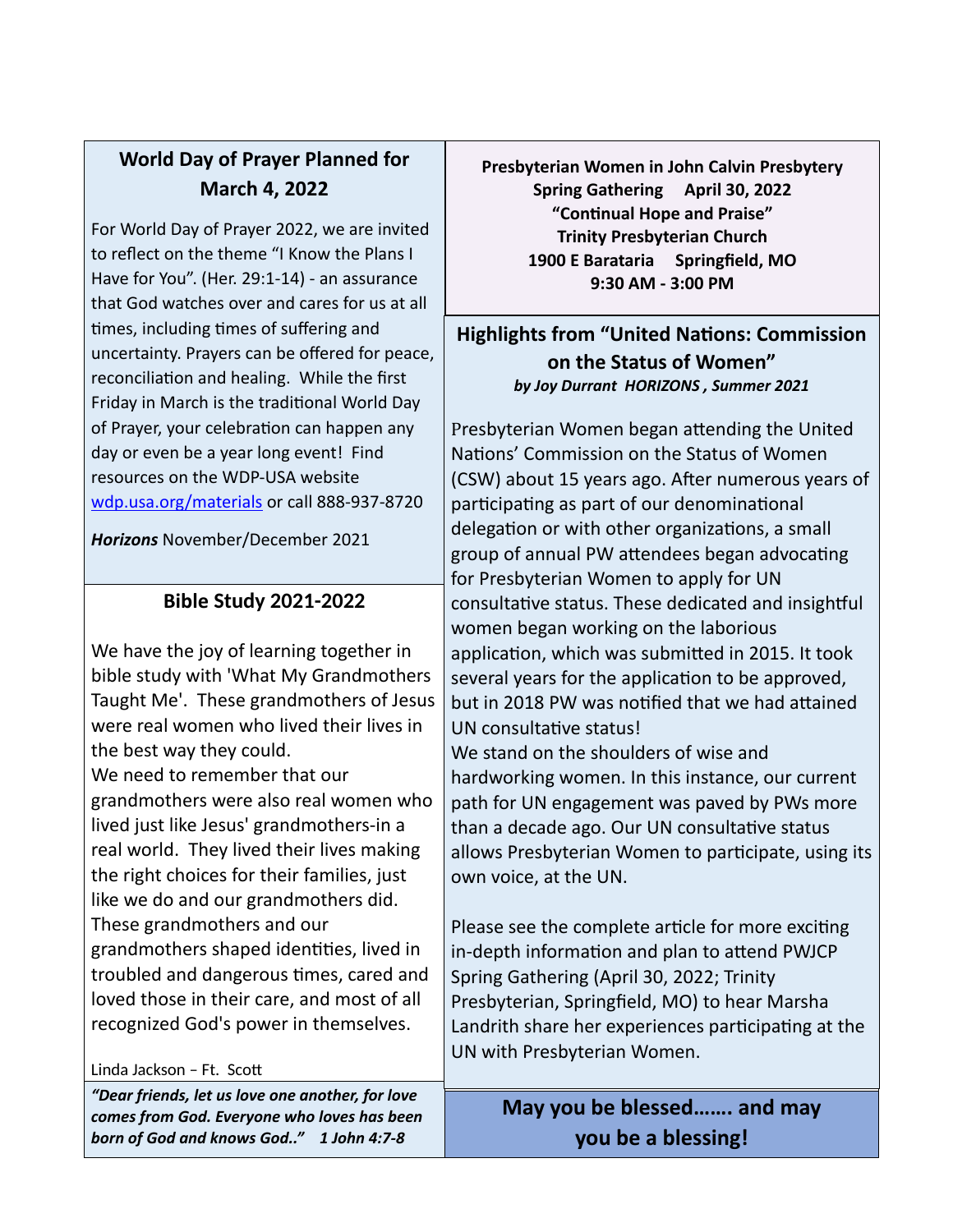## World Day of Prayer Planned for March 4, 2022

For World Day of Prayer 2022, we are invited to reflect on the theme "I Know the Plans I Have for You". (Her. 29:1-14) - an assurance that God watches over and cares for us at all times, including times of suffering and uncertainty. Prayers can be offered for peace, reconciliation and healing. While the first Friday in March is the traditional World Day of Prayer, your celebration can happen any day or even be a year long event! Find resources on the WDP-USA website wdp.usa.org/materials or call 888-937-8720

***Horizons*** November/December 2021

## Bible Study 2021-2022

We have the joy of learning together in bible study with 'What My Grandmothers Taught Me'. These grandmothers of Jesus were real women who lived their lives in the best way they could.

We need to remember that our grandmothers were also real women who lived just like Jesus' grandmothers-in a real world. They lived their lives making the right choices for their families, just like we do and our grandmothers did. These grandmothers and our grandmothers shaped identities, lived in troubled and dangerous times, cared and loved those in their care, and most of all recognized God's power in themselves.

Linda Jackson – Ft. Scott

***"Dear friends, let us love one another, for love comes from God. Everyone who loves has been born of God and knows God.." 1 John 4:7-8***

**Presbyterian Women in John Calvin Presbytery**
**Spring Gathering April 30, 2022**
**"Continual Hope and Praise"**
**Trinity Presbyterian Church**
**1900 E Barataria Springfield, MO**
**9:30 AM - 3:00 PM**

## Highlights from "United Nations: Commission on the Status of Women"

***by Joy Durrant HORIZONS , Summer 2021***

Presbyterian Women began attending the United Nations' Commission on the Status of Women (CSW) about 15 years ago. After numerous years of participating as part of our denominational delegation or with other organizations, a small group of annual PW attendees began advocating for Presbyterian Women to apply for UN consultative status. These dedicated and insightful women began working on the laborious application, which was submitted in 2015. It took several years for the application to be approved, but in 2018 PW was notified that we had attained UN consultative status!

We stand on the shoulders of wise and hardworking women. In this instance, our current path for UN engagement was paved by PWs more than a decade ago. Our UN consultative status allows Presbyterian Women to participate, using its own voice, at the UN.

Please see the complete article for more exciting in-depth information and plan to attend PWJCP Spring Gathering (April 30, 2022; Trinity Presbyterian, Springfield, MO) to hear Marsha Landrith share her experiences participating at the UN with Presbyterian Women.

**May you be blessed……. and may you be a blessing!**